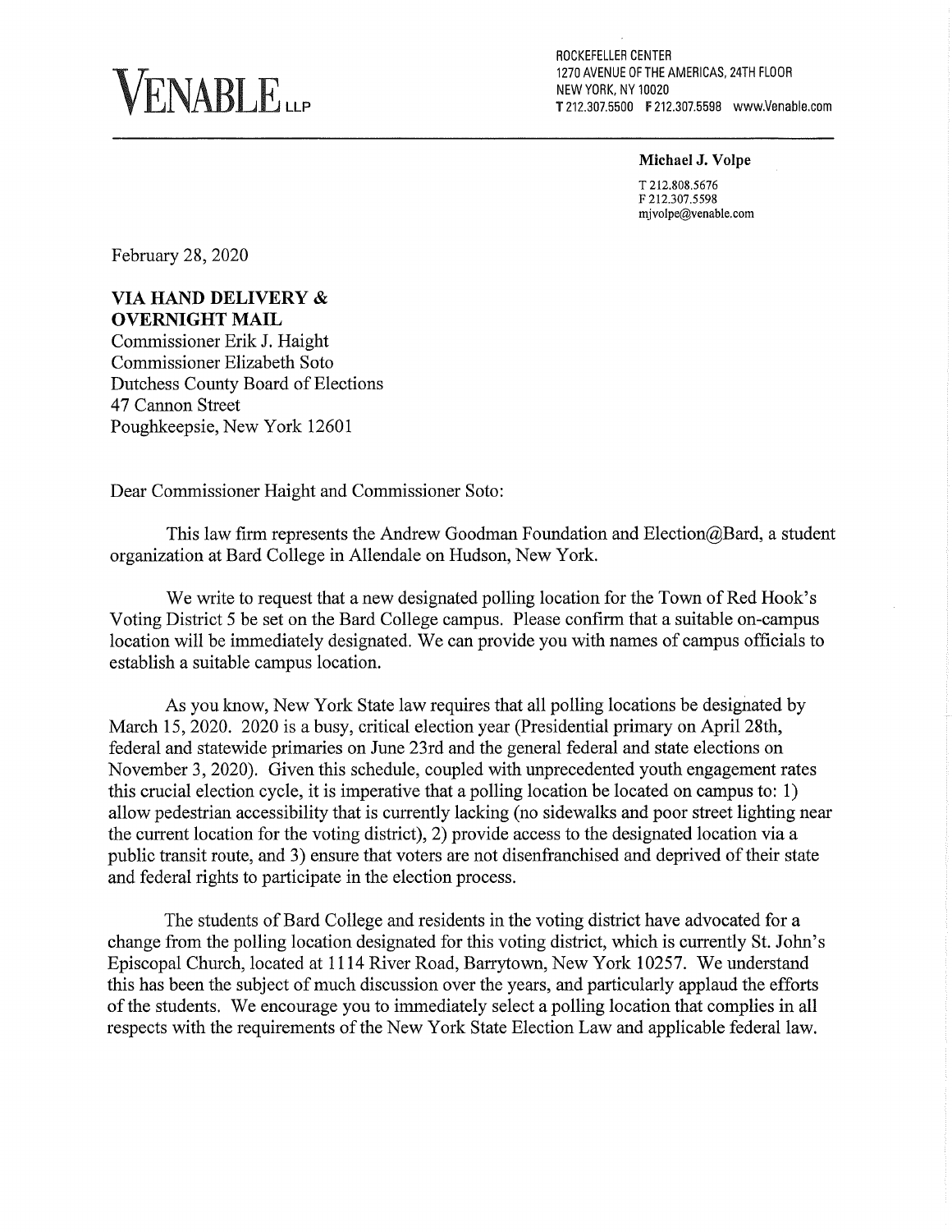# VENABLE LLP

ROCKEFELLER CENTER
1270 AVENUE OF THE AMERICAS, 24TH FLOOR
NEW YORK, NY 10020
**T** 212.307.5500 **F** 212.307.5598 www.Venable.com

**Michael J. Volpe**

T 212.808.5676
F 212.307.5598
mjvolpe@venable.com

February 28, 2020

**VIA HAND DELIVERY & OVERNIGHT MAIL**
Commissioner Erik J. Haight
Commissioner Elizabeth Soto
Dutchess County Board of Elections
47 Cannon Street
Poughkeepsie, New York 12601

Dear Commissioner Haight and Commissioner Soto:

This law firm represents the Andrew Goodman Foundation and Election@Bard, a student organization at Bard College in Allendale on Hudson, New York.

We write to request that a new designated polling location for the Town of Red Hook's Voting District 5 be set on the Bard College campus. Please confirm that a suitable on-campus location will be immediately designated. We can provide you with names of campus officials to establish a suitable campus location.

As you know, New York State law requires that all polling locations be designated by March 15, 2020. 2020 is a busy, critical election year (Presidential primary on April 28th, federal and statewide primaries on June 23rd and the general federal and state elections on November 3, 2020). Given this schedule, coupled with unprecedented youth engagement rates this crucial election cycle, it is imperative that a polling location be located on campus to: 1) allow pedestrian accessibility that is currently lacking (no sidewalks and poor street lighting near the current location for the voting district), 2) provide access to the designated location via a public transit route, and 3) ensure that voters are not disenfranchised and deprived of their state and federal rights to participate in the election process.

The students of Bard College and residents in the voting district have advocated for a change from the polling location designated for this voting district, which is currently St. John's Episcopal Church, located at 1114 River Road, Barrytown, New York 10257. We understand this has been the subject of much discussion over the years, and particularly applaud the efforts of the students. We encourage you to immediately select a polling location that complies in all respects with the requirements of the New York State Election Law and applicable federal law.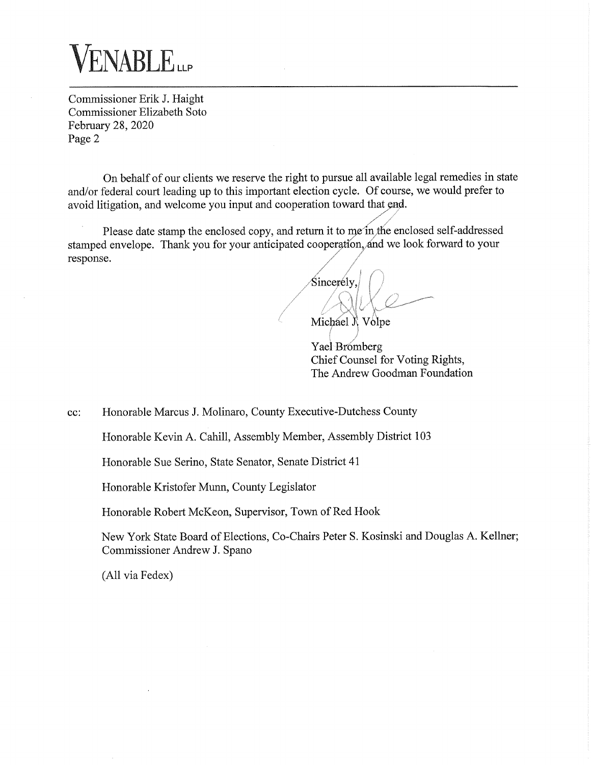# VENABLE LLP

Commissioner Erik J. Haight
Commissioner Elizabeth Soto
February 28, 2020
Page 2

On behalf of our clients we reserve the right to pursue all available legal remedies in state and/or federal court leading up to this important election cycle. Of course, we would prefer to avoid litigation, and welcome you input and cooperation toward that end.

Please date stamp the enclosed copy, and return it to me in the enclosed self-addressed stamped envelope. Thank you for your anticipated cooperation, and we look forward to your response.

Sincerely,

Michael J. Volpe

Yael Bromberg
Chief Counsel for Voting Rights,
The Andrew Goodman Foundation

cc: Honorable Marcus J. Molinaro, County Executive-Dutchess County

Honorable Kevin A. Cahill, Assembly Member, Assembly District 103

Honorable Sue Serino, State Senator, Senate District 41

Honorable Kristofer Munn, County Legislator

Honorable Robert McKeon, Supervisor, Town of Red Hook

New York State Board of Elections, Co-Chairs Peter S. Kosinski and Douglas A. Kellner; Commissioner Andrew J. Spano

(All via Fedex)